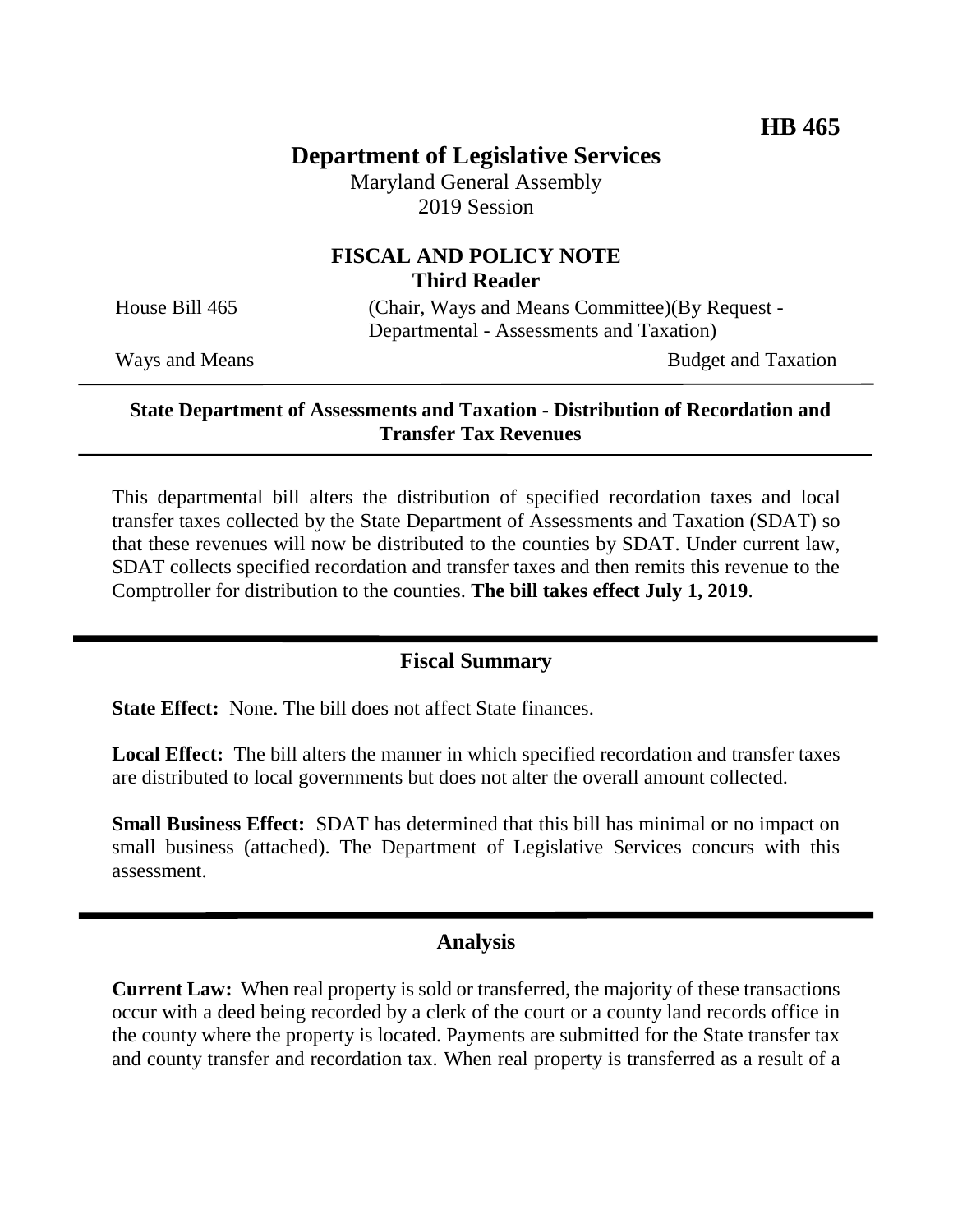**HB 465**

# Department of Legislative Services

Maryland General Assembly
2019 Session

## FISCAL AND POLICY NOTE
## Third Reader

House Bill 465 (Chair, Ways and Means Committee)(By Request - Departmental - Assessments and Taxation)

Ways and Means Budget and Taxation

---

**State Department of Assessments and Taxation - Distribution of Recordation and Transfer Tax Revenues**

---

This departmental bill alters the distribution of specified recordation taxes and local transfer taxes collected by the State Department of Assessments and Taxation (SDAT) so that these revenues will now be distributed to the counties by SDAT. Under current law, SDAT collects specified recordation and transfer taxes and then remits this revenue to the Comptroller for distribution to the counties. **The bill takes effect July 1, 2019**.

---

## Fiscal Summary

**State Effect:** None. The bill does not affect State finances.

**Local Effect:** The bill alters the manner in which specified recordation and transfer taxes are distributed to local governments but does not alter the overall amount collected.

**Small Business Effect:** SDAT has determined that this bill has minimal or no impact on small business (attached). The Department of Legislative Services concurs with this assessment.

---

## Analysis

**Current Law:** When real property is sold or transferred, the majority of these transactions occur with a deed being recorded by a clerk of the court or a county land records office in the county where the property is located. Payments are submitted for the State transfer tax and county transfer and recordation tax. When real property is transferred as a result of a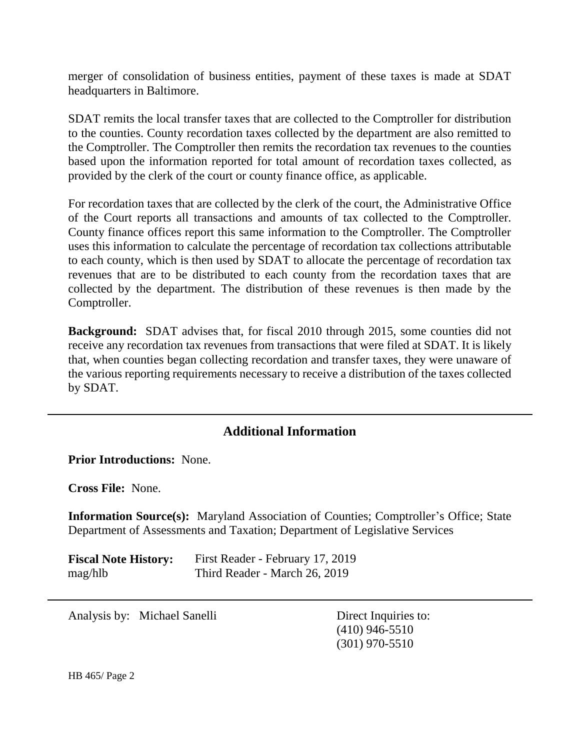merger of consolidation of business entities, payment of these taxes is made at SDAT headquarters in Baltimore.

SDAT remits the local transfer taxes that are collected to the Comptroller for distribution to the counties. County recordation taxes collected by the department are also remitted to the Comptroller. The Comptroller then remits the recordation tax revenues to the counties based upon the information reported for total amount of recordation taxes collected, as provided by the clerk of the court or county finance office, as applicable.

For recordation taxes that are collected by the clerk of the court, the Administrative Office of the Court reports all transactions and amounts of tax collected to the Comptroller. County finance offices report this same information to the Comptroller. The Comptroller uses this information to calculate the percentage of recordation tax collections attributable to each county, which is then used by SDAT to allocate the percentage of recordation tax revenues that are to be distributed to each county from the recordation taxes that are collected by the department. The distribution of these revenues is then made by the Comptroller.

**Background:** SDAT advises that, for fiscal 2010 through 2015, some counties did not receive any recordation tax revenues from transactions that were filed at SDAT. It is likely that, when counties began collecting recordation and transfer taxes, they were unaware of the various reporting requirements necessary to receive a distribution of the taxes collected by SDAT.

## Additional Information

**Prior Introductions:** None.

**Cross File:** None.

**Information Source(s):** Maryland Association of Counties; Comptroller's Office; State Department of Assessments and Taxation; Department of Legislative Services

**Fiscal Note History:** First Reader - February 17, 2019
mag/hlb Third Reader - March 26, 2019

Analysis by: Michael Sanelli

Direct Inquiries to:
(410) 946-5510
(301) 970-5510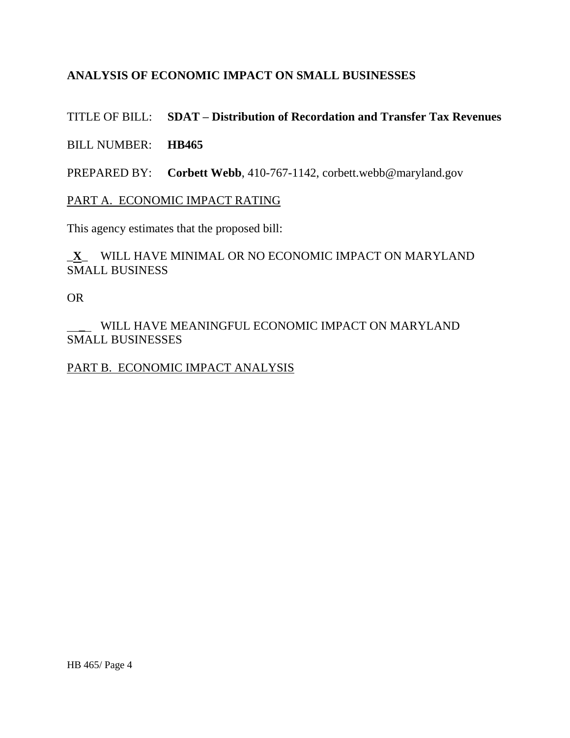**ANALYSIS OF ECONOMIC IMPACT ON SMALL BUSINESSES**

TITLE OF BILL: **SDAT – Distribution of Recordation and Transfer Tax Revenues**

BILL NUMBER: **HB465**

PREPARED BY: **Corbett Webb**, 410-767-1142, corbett.webb@maryland.gov

<u>PART A. ECONOMIC IMPACT RATING</u>

This agency estimates that the proposed bill:

_**X**_ WILL HAVE MINIMAL OR NO ECONOMIC IMPACT ON MARYLAND SMALL BUSINESS

OR

___ WILL HAVE MEANINGFUL ECONOMIC IMPACT ON MARYLAND SMALL BUSINESSES

<u>PART B. ECONOMIC IMPACT ANALYSIS</u>